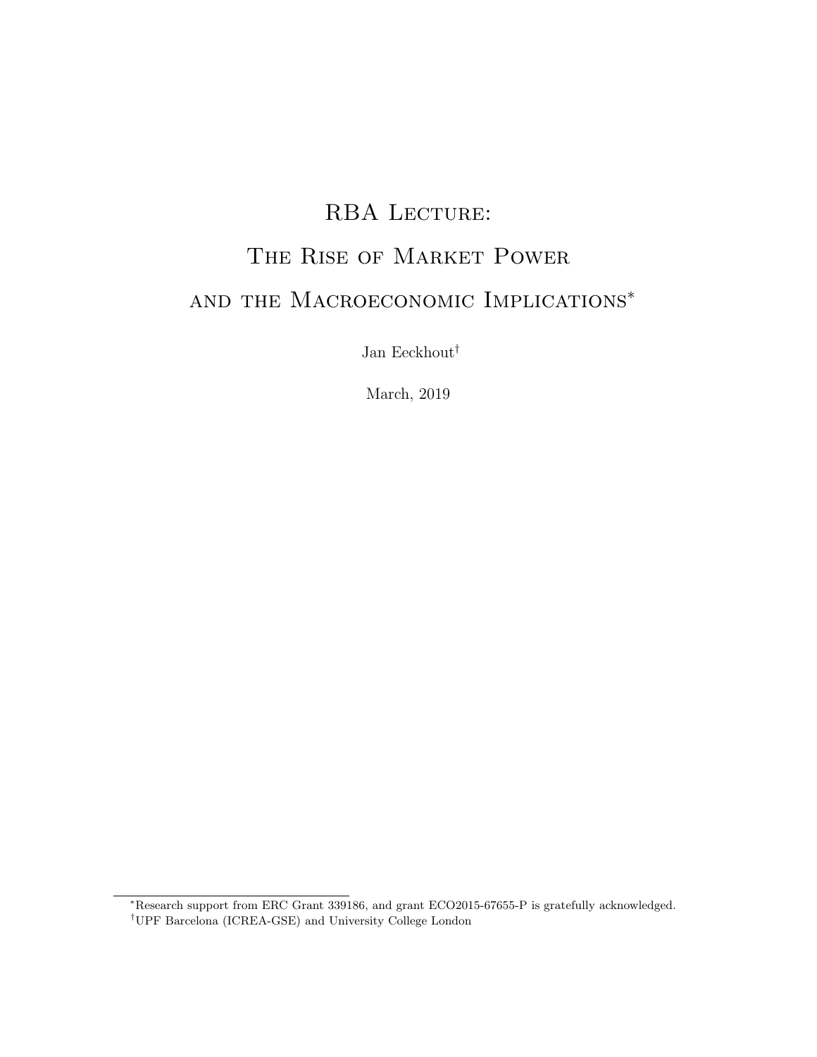# RBA Lecture:

# The Rise of Market Power and the Macroeconomic Implications*

Jan Eeckhout[†]

March, 2019

---

*Research support from ERC Grant 339186, and grant ECO2015-67655-P is gratefully acknowledged.

[†]UPF Barcelona (ICREA-GSE) and University College London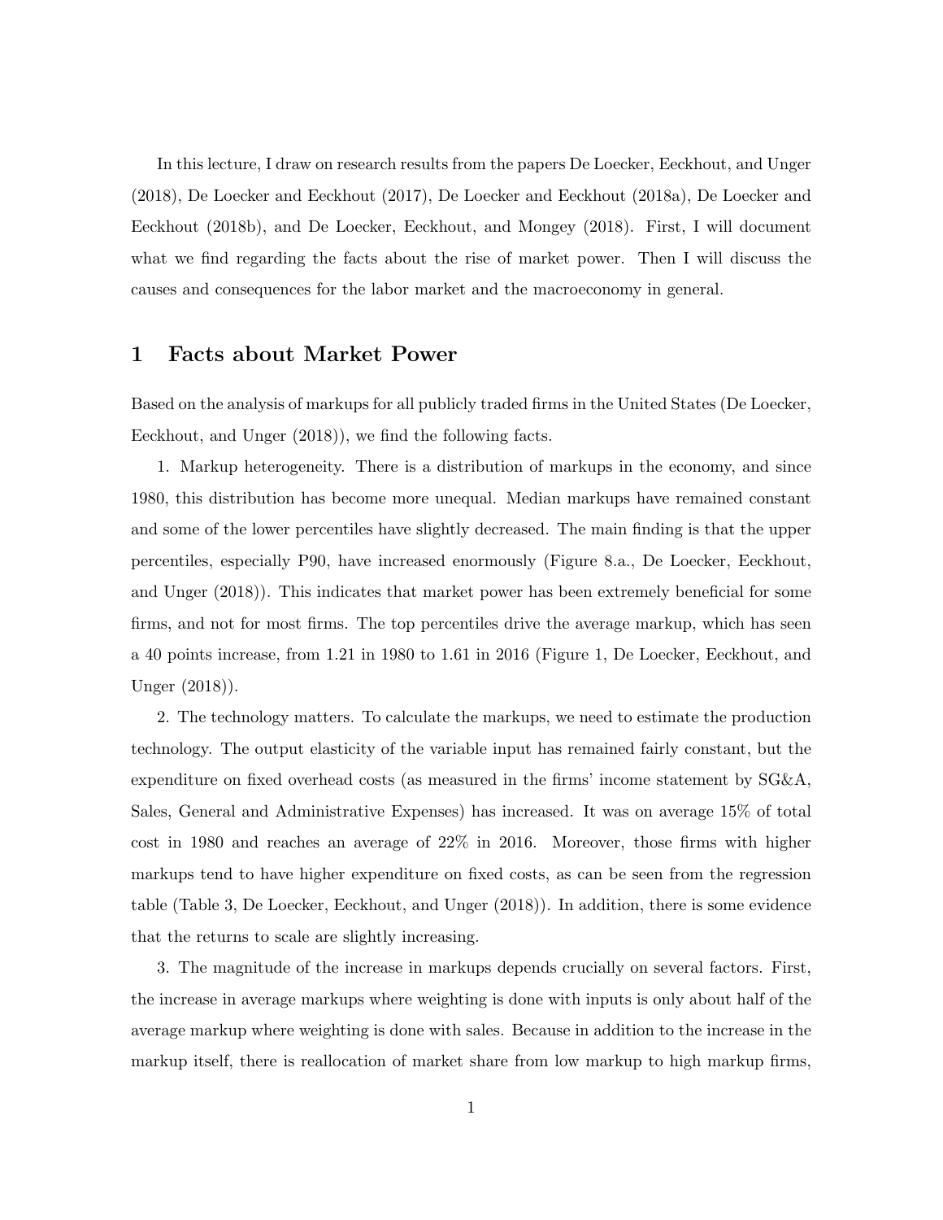In this lecture, I draw on research results from the papers De Loecker, Eeckhout, and Unger (2018), De Loecker and Eeckhout (2017), De Loecker and Eeckhout (2018a), De Loecker and Eeckhout (2018b), and De Loecker, Eeckhout, and Mongey (2018). First, I will document what we find regarding the facts about the rise of market power. Then I will discuss the causes and consequences for the labor market and the macroeconomy in general.

## 1 Facts about Market Power

Based on the analysis of markups for all publicly traded firms in the United States (De Loecker, Eeckhout, and Unger (2018)), we find the following facts.

1. Markup heterogeneity. There is a distribution of markups in the economy, and since 1980, this distribution has become more unequal. Median markups have remained constant and some of the lower percentiles have slightly decreased. The main finding is that the upper percentiles, especially P90, have increased enormously (Figure 8.a., De Loecker, Eeckhout, and Unger (2018)). This indicates that market power has been extremely beneficial for some firms, and not for most firms. The top percentiles drive the average markup, which has seen a 40 points increase, from 1.21 in 1980 to 1.61 in 2016 (Figure 1, De Loecker, Eeckhout, and Unger (2018)).

2. The technology matters. To calculate the markups, we need to estimate the production technology. The output elasticity of the variable input has remained fairly constant, but the expenditure on fixed overhead costs (as measured in the firms' income statement by SG&A, Sales, General and Administrative Expenses) has increased. It was on average 15% of total cost in 1980 and reaches an average of 22% in 2016. Moreover, those firms with higher markups tend to have higher expenditure on fixed costs, as can be seen from the regression table (Table 3, De Loecker, Eeckhout, and Unger (2018)). In addition, there is some evidence that the returns to scale are slightly increasing.

3. The magnitude of the increase in markups depends crucially on several factors. First, the increase in average markups where weighting is done with inputs is only about half of the average markup where weighting is done with sales. Because in addition to the increase in the markup itself, there is reallocation of market share from low markup to high markup firms,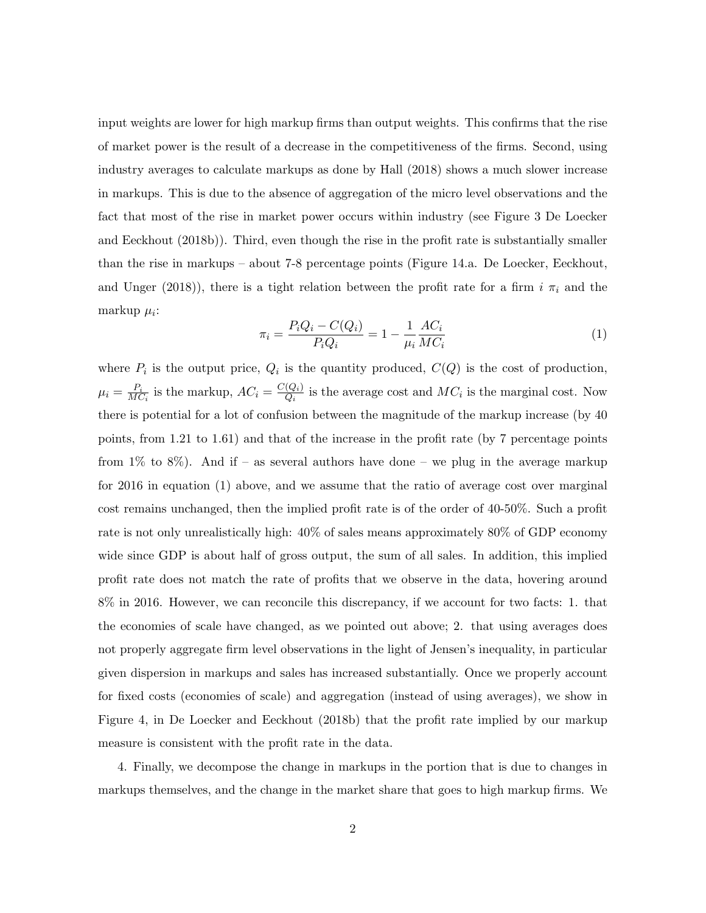input weights are lower for high markup firms than output weights. This confirms that the rise of market power is the result of a decrease in the competitiveness of the firms. Second, using industry averages to calculate markups as done by Hall (2018) shows a much slower increase in markups. This is due to the absence of aggregation of the micro level observations and the fact that most of the rise in market power occurs within industry (see Figure 3 De Loecker and Eeckhout (2018b)). Third, even though the rise in the profit rate is substantially smaller than the rise in markups – about 7-8 percentage points (Figure 14.a. De Loecker, Eeckhout, and Unger (2018)), there is a tight relation between the profit rate for a firm $i$ $\pi_i$ and the markup $\mu_i$:

$$\pi_i = \frac{P_i Q_i - C(Q_i)}{P_i Q_i} = 1 - \frac{1}{\mu_i}\frac{AC_i}{MC_i} \tag{1}$$

where $P_i$ is the output price, $Q_i$ is the quantity produced, $C(Q)$ is the cost of production, $\mu_i = \frac{P_i}{MC_i}$ is the markup, $AC_i = \frac{C(Q_i)}{Q_i}$ is the average cost and $MC_i$ is the marginal cost. Now there is potential for a lot of confusion between the magnitude of the markup increase (by 40 points, from 1.21 to 1.61) and that of the increase in the profit rate (by 7 percentage points from 1% to 8%). And if – as several authors have done – we plug in the average markup for 2016 in equation (1) above, and we assume that the ratio of average cost over marginal cost remains unchanged, then the implied profit rate is of the order of 40-50%. Such a profit rate is not only unrealistically high: 40% of sales means approximately 80% of GDP economy wide since GDP is about half of gross output, the sum of all sales. In addition, this implied profit rate does not match the rate of profits that we observe in the data, hovering around 8% in 2016. However, we can reconcile this discrepancy, if we account for two facts: 1. that the economies of scale have changed, as we pointed out above; 2. that using averages does not properly aggregate firm level observations in the light of Jensen's inequality, in particular given dispersion in markups and sales has increased substantially. Once we properly account for fixed costs (economies of scale) and aggregation (instead of using averages), we show in Figure 4, in De Loecker and Eeckhout (2018b) that the profit rate implied by our markup measure is consistent with the profit rate in the data.

4. Finally, we decompose the change in markups in the portion that is due to changes in markups themselves, and the change in the market share that goes to high markup firms. We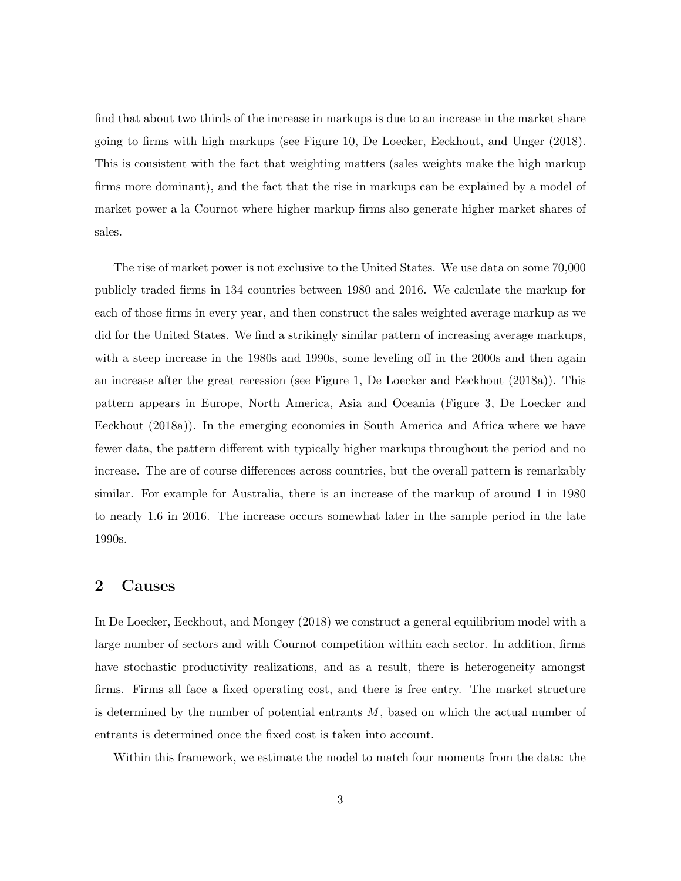find that about two thirds of the increase in markups is due to an increase in the market share going to firms with high markups (see Figure 10, De Loecker, Eeckhout, and Unger (2018). This is consistent with the fact that weighting matters (sales weights make the high markup firms more dominant), and the fact that the rise in markups can be explained by a model of market power a la Cournot where higher markup firms also generate higher market shares of sales.

The rise of market power is not exclusive to the United States. We use data on some 70,000 publicly traded firms in 134 countries between 1980 and 2016. We calculate the markup for each of those firms in every year, and then construct the sales weighted average markup as we did for the United States. We find a strikingly similar pattern of increasing average markups, with a steep increase in the 1980s and 1990s, some leveling off in the 2000s and then again an increase after the great recession (see Figure 1, De Loecker and Eeckhout (2018a)). This pattern appears in Europe, North America, Asia and Oceania (Figure 3, De Loecker and Eeckhout (2018a)). In the emerging economies in South America and Africa where we have fewer data, the pattern different with typically higher markups throughout the period and no increase. The are of course differences across countries, but the overall pattern is remarkably similar. For example for Australia, there is an increase of the markup of around 1 in 1980 to nearly 1.6 in 2016. The increase occurs somewhat later in the sample period in the late 1990s.

## 2 Causes

In De Loecker, Eeckhout, and Mongey (2018) we construct a general equilibrium model with a large number of sectors and with Cournot competition within each sector. In addition, firms have stochastic productivity realizations, and as a result, there is heterogeneity amongst firms. Firms all face a fixed operating cost, and there is free entry. The market structure is determined by the number of potential entrants $M$, based on which the actual number of entrants is determined once the fixed cost is taken into account.

Within this framework, we estimate the model to match four moments from the data: the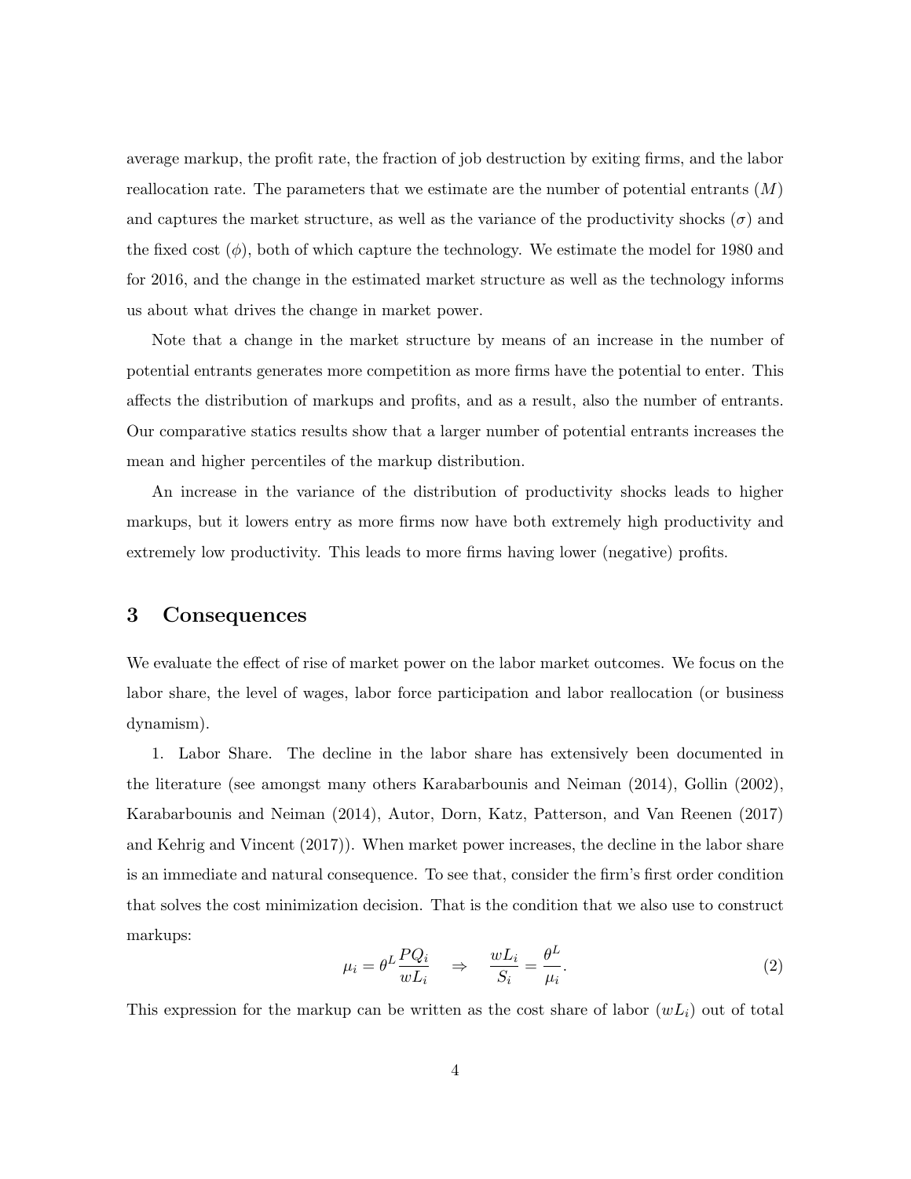average markup, the profit rate, the fraction of job destruction by exiting firms, and the labor reallocation rate. The parameters that we estimate are the number of potential entrants ($M$) and captures the market structure, as well as the variance of the productivity shocks ($\sigma$) and the fixed cost ($\phi$), both of which capture the technology. We estimate the model for 1980 and for 2016, and the change in the estimated market structure as well as the technology informs us about what drives the change in market power.

Note that a change in the market structure by means of an increase in the number of potential entrants generates more competition as more firms have the potential to enter. This affects the distribution of markups and profits, and as a result, also the number of entrants. Our comparative statics results show that a larger number of potential entrants increases the mean and higher percentiles of the markup distribution.

An increase in the variance of the distribution of productivity shocks leads to higher markups, but it lowers entry as more firms now have both extremely high productivity and extremely low productivity. This leads to more firms having lower (negative) profits.

# 3 Consequences

We evaluate the effect of rise of market power on the labor market outcomes. We focus on the labor share, the level of wages, labor force participation and labor reallocation (or business dynamism).

1. Labor Share. The decline in the labor share has extensively been documented in the literature (see amongst many others Karabarbounis and Neiman (2014), Gollin (2002), Karabarbounis and Neiman (2014), Autor, Dorn, Katz, Patterson, and Van Reenen (2017) and Kehrig and Vincent (2017)). When market power increases, the decline in the labor share is an immediate and natural consequence. To see that, consider the firm's first order condition that solves the cost minimization decision. That is the condition that we also use to construct markups:

$$\mu_i = \theta^L \frac{PQ_i}{wL_i} \quad \Rightarrow \quad \frac{wL_i}{S_i} = \frac{\theta^L}{\mu_i}. \tag{2}$$

This expression for the markup can be written as the cost share of labor ($wL_i$) out of total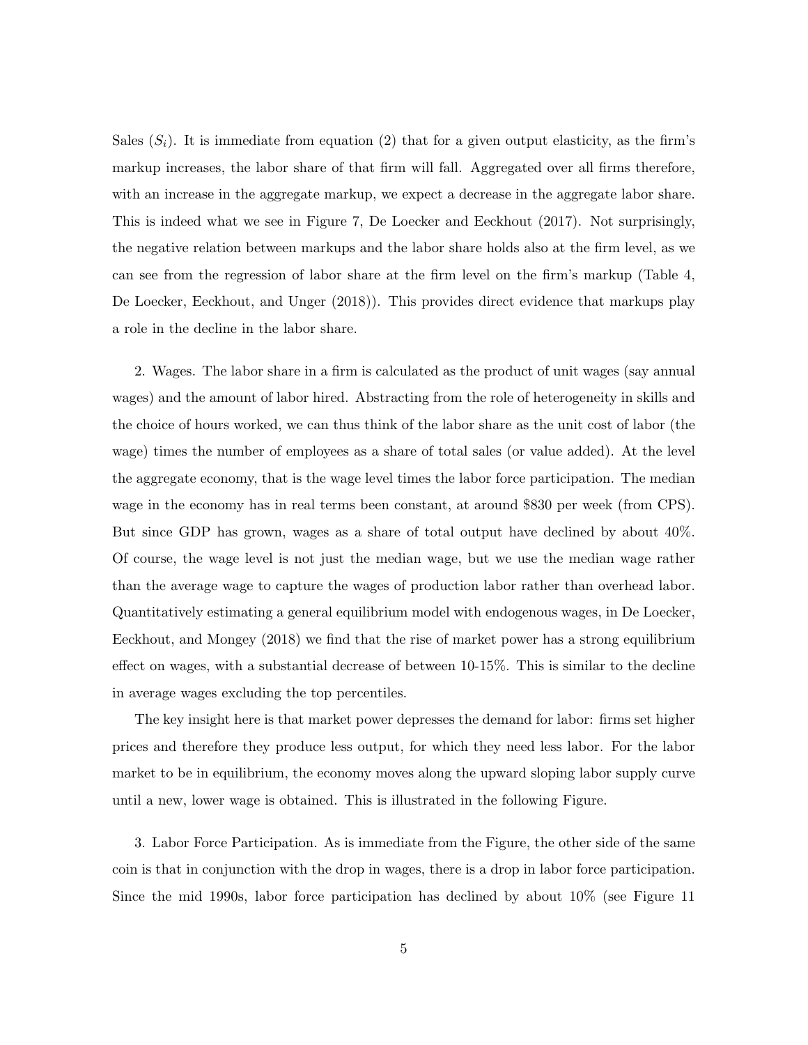Sales ($S_i$). It is immediate from equation (2) that for a given output elasticity, as the firm's markup increases, the labor share of that firm will fall. Aggregated over all firms therefore, with an increase in the aggregate markup, we expect a decrease in the aggregate labor share. This is indeed what we see in Figure 7, De Loecker and Eeckhout (2017). Not surprisingly, the negative relation between markups and the labor share holds also at the firm level, as we can see from the regression of labor share at the firm level on the firm's markup (Table 4, De Loecker, Eeckhout, and Unger (2018)). This provides direct evidence that markups play a role in the decline in the labor share.

2. Wages. The labor share in a firm is calculated as the product of unit wages (say annual wages) and the amount of labor hired. Abstracting from the role of heterogeneity in skills and the choice of hours worked, we can thus think of the labor share as the unit cost of labor (the wage) times the number of employees as a share of total sales (or value added). At the level the aggregate economy, that is the wage level times the labor force participation. The median wage in the economy has in real terms been constant, at around \$830 per week (from CPS). But since GDP has grown, wages as a share of total output have declined by about 40%. Of course, the wage level is not just the median wage, but we use the median wage rather than the average wage to capture the wages of production labor rather than overhead labor. Quantitatively estimating a general equilibrium model with endogenous wages, in De Loecker, Eeckhout, and Mongey (2018) we find that the rise of market power has a strong equilibrium effect on wages, with a substantial decrease of between 10-15%. This is similar to the decline in average wages excluding the top percentiles.

The key insight here is that market power depresses the demand for labor: firms set higher prices and therefore they produce less output, for which they need less labor. For the labor market to be in equilibrium, the economy moves along the upward sloping labor supply curve until a new, lower wage is obtained. This is illustrated in the following Figure.

3. Labor Force Participation. As is immediate from the Figure, the other side of the same coin is that in conjunction with the drop in wages, there is a drop in labor force participation. Since the mid 1990s, labor force participation has declined by about 10% (see Figure 11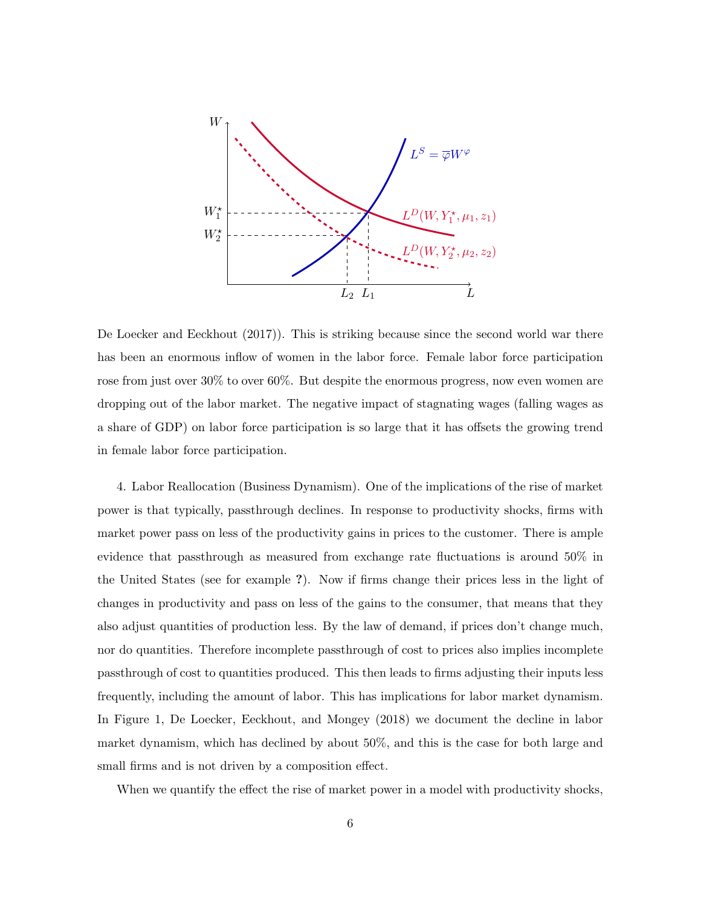De Loecker and Eeckhout (2017)). This is striking because since the second world war there has been an enormous inflow of women in the labor force. Female labor force participation rose from just over 30% to over 60%. But despite the enormous progress, now even women are dropping out of the labor market. The negative impact of stagnating wages (falling wages as a share of GDP) on labor force participation is so large that it has offsets the growing trend in female labor force participation.

4. Labor Reallocation (Business Dynamism). One of the implications of the rise of market power is that typically, passthrough declines. In response to productivity shocks, firms with market power pass on less of the productivity gains in prices to the customer. There is ample evidence that passthrough as measured from exchange rate fluctuations is around 50% in the United States (see for example **?**). Now if firms change their prices less in the light of changes in productivity and pass on less of the gains to the consumer, that means that they also adjust quantities of production less. By the law of demand, if prices don't change much, nor do quantities. Therefore incomplete passthrough of cost to prices also implies incomplete passthrough of cost to quantities produced. This then leads to firms adjusting their inputs less frequently, including the amount of labor. This has implications for labor market dynamism. In Figure 1, De Loecker, Eeckhout, and Mongey (2018) we document the decline in labor market dynamism, which has declined by about 50%, and this is the case for both large and small firms and is not driven by a composition effect.

When we quantify the effect the rise of market power in a model with productivity shocks,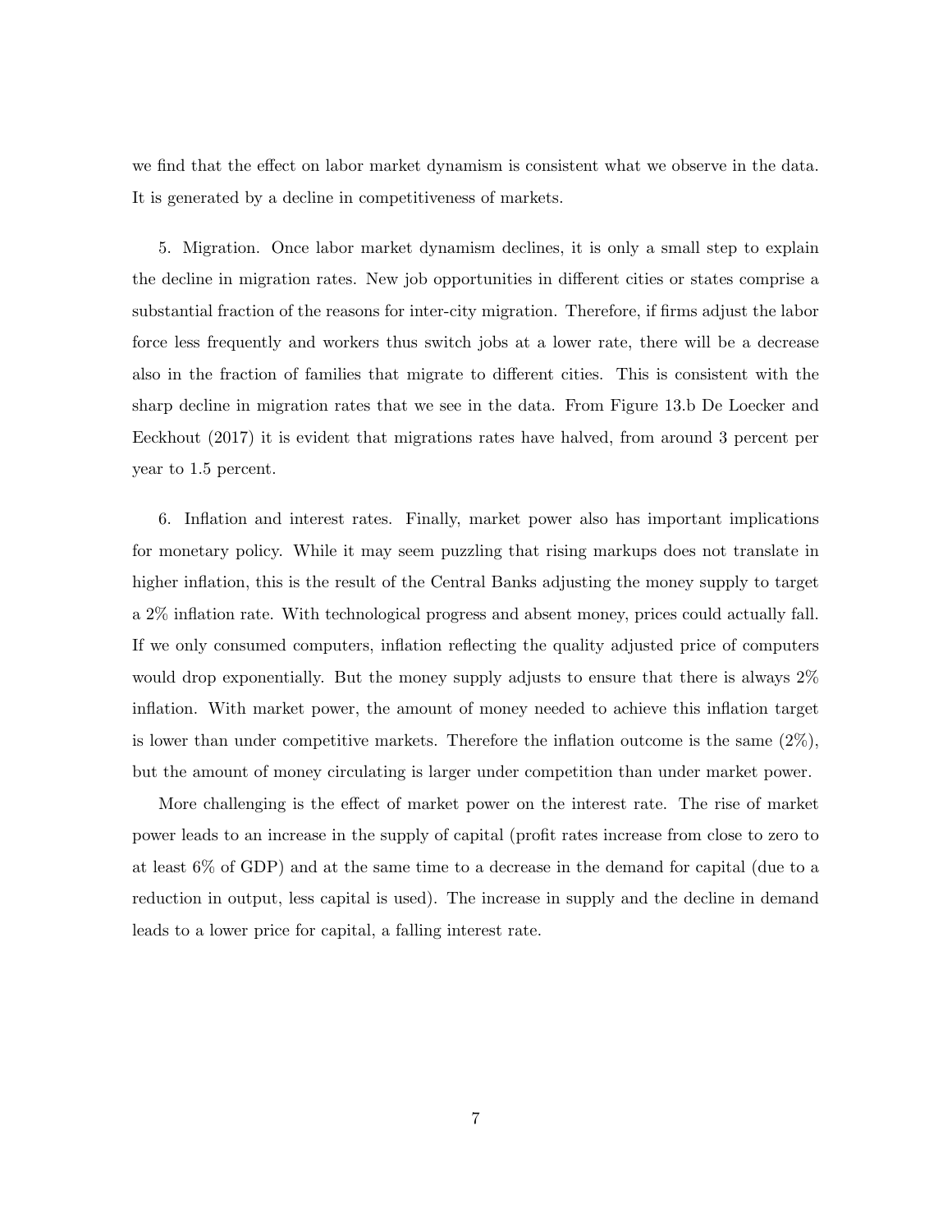we find that the effect on labor market dynamism is consistent what we observe in the data. It is generated by a decline in competitiveness of markets.

5. Migration. Once labor market dynamism declines, it is only a small step to explain the decline in migration rates. New job opportunities in different cities or states comprise a substantial fraction of the reasons for inter-city migration. Therefore, if firms adjust the labor force less frequently and workers thus switch jobs at a lower rate, there will be a decrease also in the fraction of families that migrate to different cities. This is consistent with the sharp decline in migration rates that we see in the data. From Figure 13.b De Loecker and Eeckhout (2017) it is evident that migrations rates have halved, from around 3 percent per year to 1.5 percent.

6. Inflation and interest rates. Finally, market power also has important implications for monetary policy. While it may seem puzzling that rising markups does not translate in higher inflation, this is the result of the Central Banks adjusting the money supply to target a 2% inflation rate. With technological progress and absent money, prices could actually fall. If we only consumed computers, inflation reflecting the quality adjusted price of computers would drop exponentially. But the money supply adjusts to ensure that there is always 2% inflation. With market power, the amount of money needed to achieve this inflation target is lower than under competitive markets. Therefore the inflation outcome is the same (2%), but the amount of money circulating is larger under competition than under market power.

More challenging is the effect of market power on the interest rate. The rise of market power leads to an increase in the supply of capital (profit rates increase from close to zero to at least 6% of GDP) and at the same time to a decrease in the demand for capital (due to a reduction in output, less capital is used). The increase in supply and the decline in demand leads to a lower price for capital, a falling interest rate.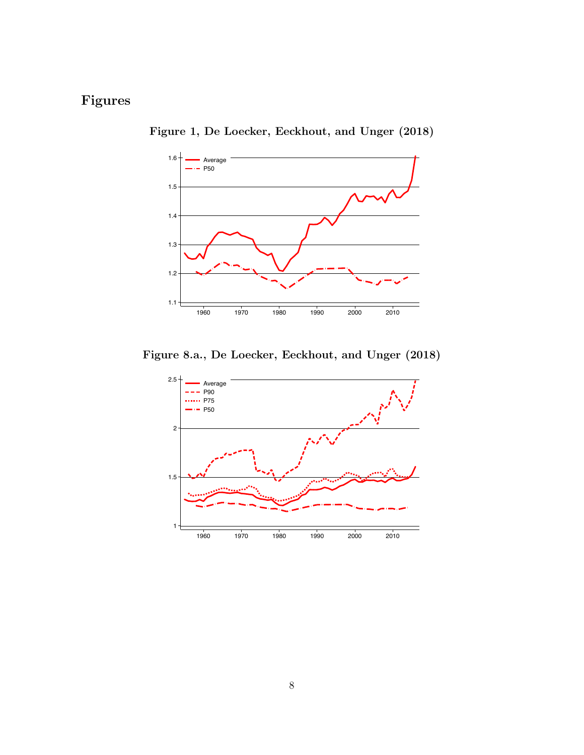# Figures

**Figure 1, De Loecker, Eeckhout, and Unger (2018)**

**Figure 8.a., De Loecker, Eeckhout, and Unger (2018)**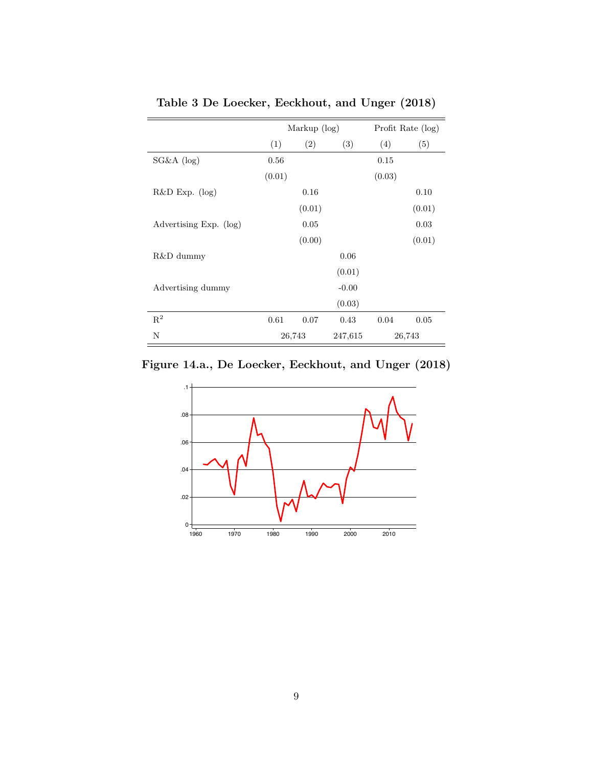**Table 3 De Loecker, Eeckhout, and Unger (2018)**

| | Markup (log) | | | Profit Rate (log) | |
|---|---|---|---|---|---|
| | (1) | (2) | (3) | (4) | (5) |
| SG&A (log) | 0.56 | | | 0.15 | |
| | (0.01) | | | (0.03) | |
| R&D Exp. (log) | | 0.16 | | | 0.10 |
| | | (0.01) | | | (0.01) |
| Advertising Exp. (log) | | 0.05 | | | 0.03 |
| | | (0.00) | | | (0.01) |
| R&D dummy | | | 0.06 | | |
| | | | (0.01) | | |
| Advertising dummy | | | -0.00 | | |
| | | | (0.03) | | |
| $R^2$ | 0.61 | 0.07 | 0.43 | 0.04 | 0.05 |
| N | 26,743 | | 247,615 | 26,743 | |

**Figure 14.a., De Loecker, Eeckhout, and Unger (2018)**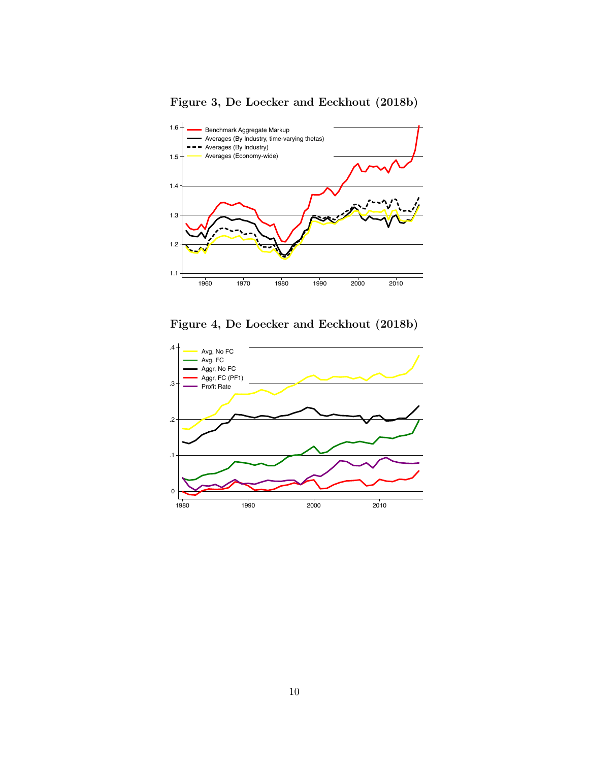**Figure 3, De Loecker and Eeckhout (2018b)**

**Figure 4, De Loecker and Eeckhout (2018b)**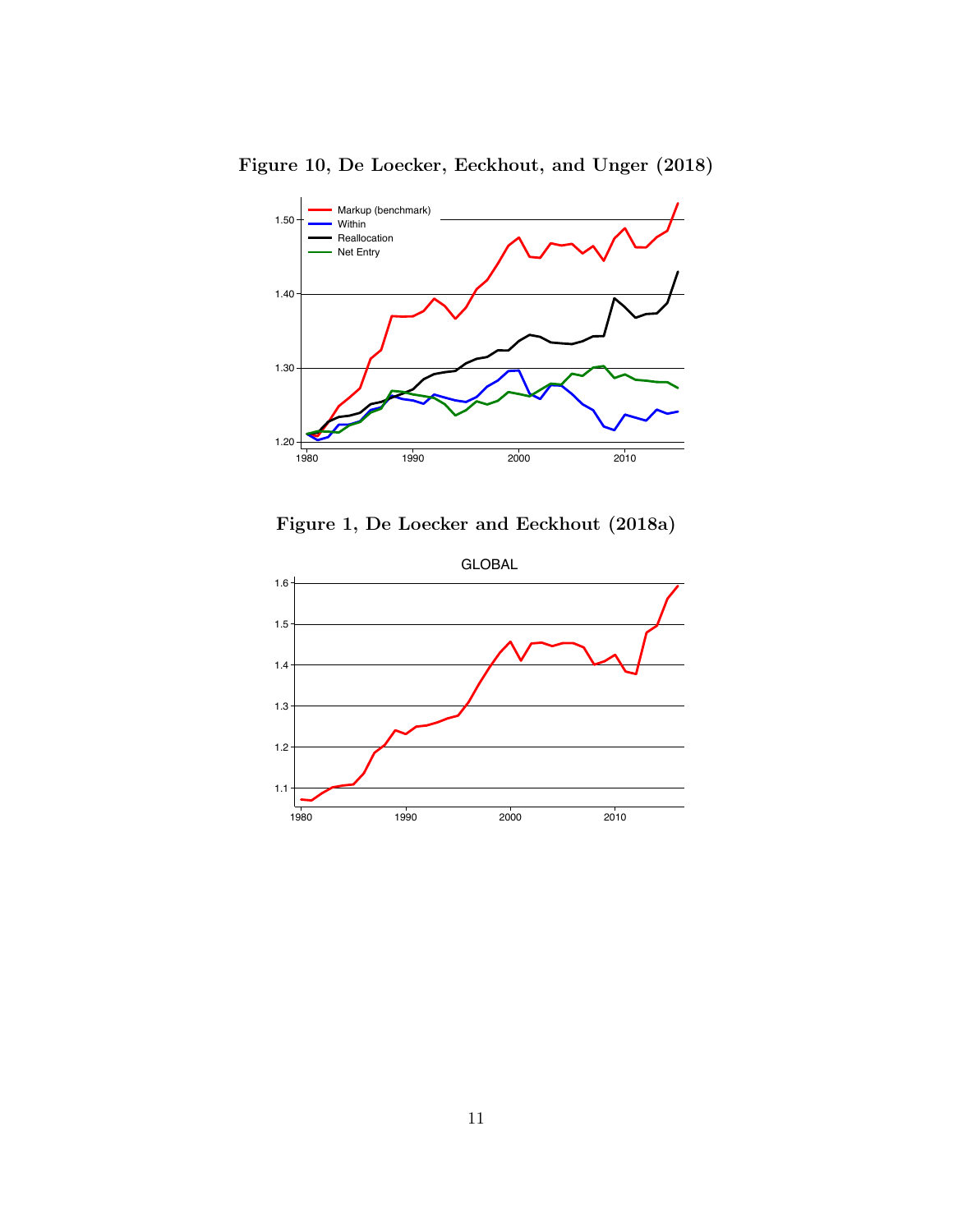**Figure 10, De Loecker, Eeckhout, and Unger (2018)**

**Figure 1, De Loecker and Eeckhout (2018a)**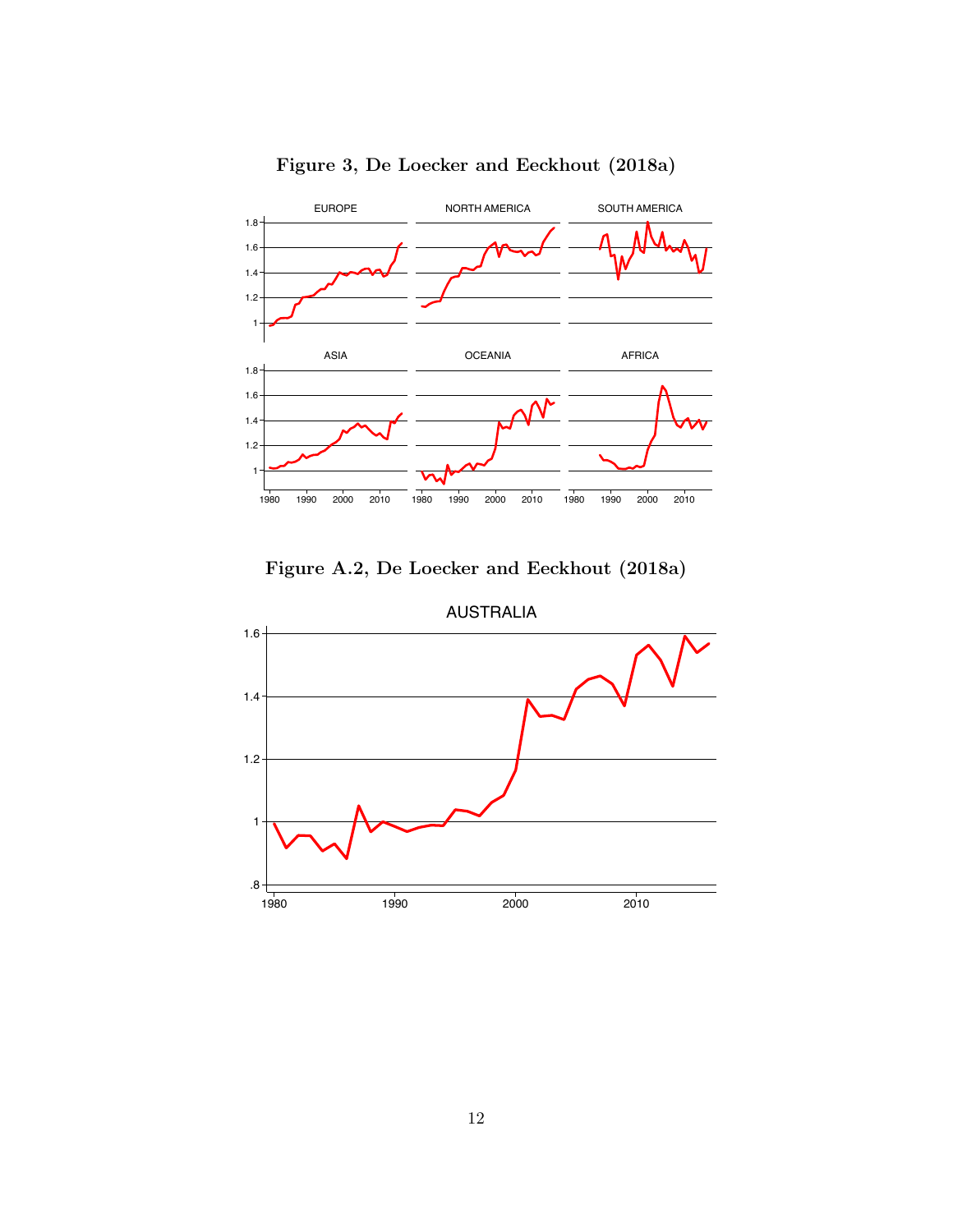**Figure 3, De Loecker and Eeckhout (2018a)**

**Figure A.2, De Loecker and Eeckhout (2018a)**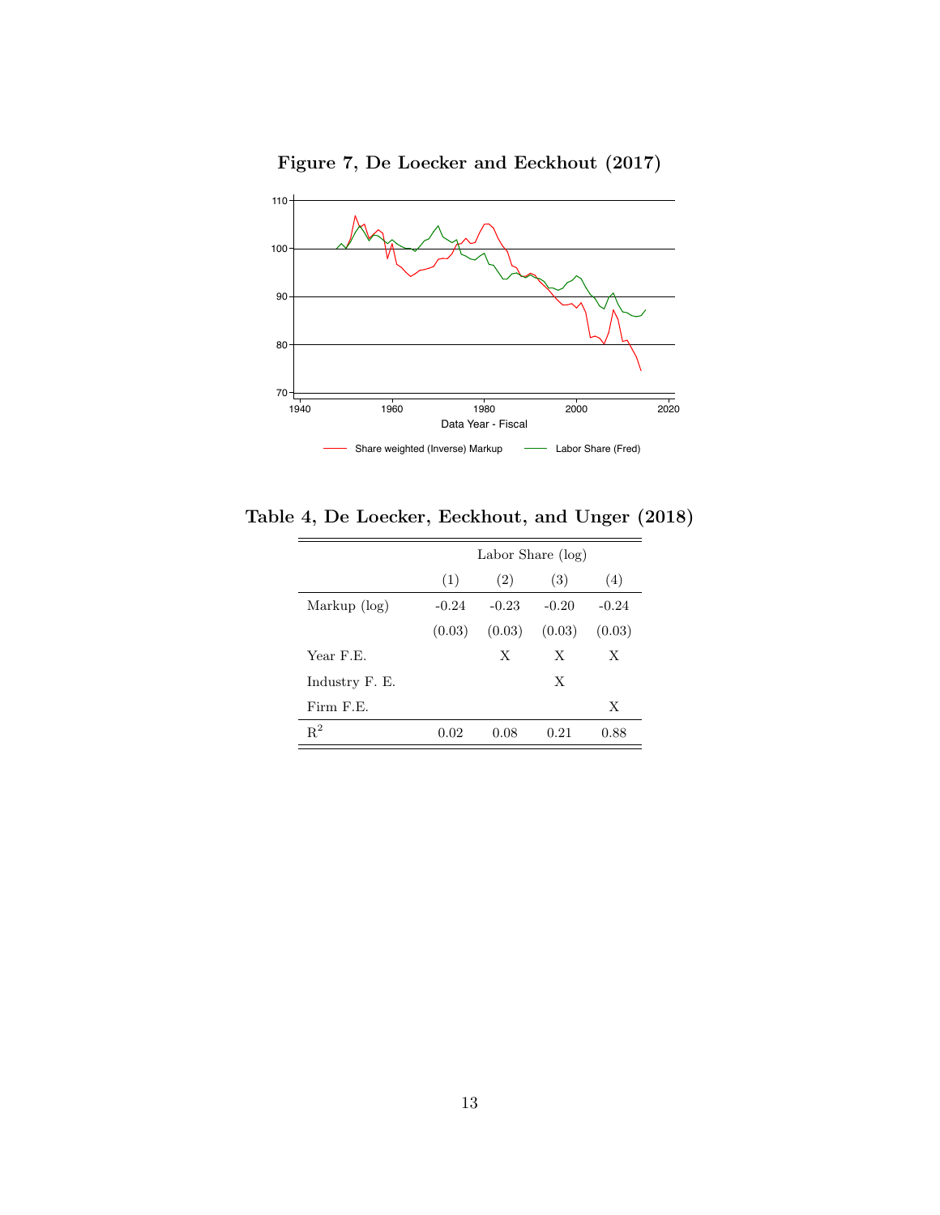**Figure 7, De Loecker and Eeckhout (2017)**

**Table 4, De Loecker, Eeckhout, and Unger (2018)**

| | Labor Share (log) | | | |
|---|---|---|---|---|
| | (1) | (2) | (3) | (4) |
| Markup (log) | -0.24 | -0.23 | -0.20 | -0.24 |
| | (0.03) | (0.03) | (0.03) | (0.03) |
| Year F.E. | | X | X | X |
| Industry F. E. | | | X | |
| Firm F.E. | | | | X |
| $R^2$ | 0.02 | 0.08 | 0.21 | 0.88 |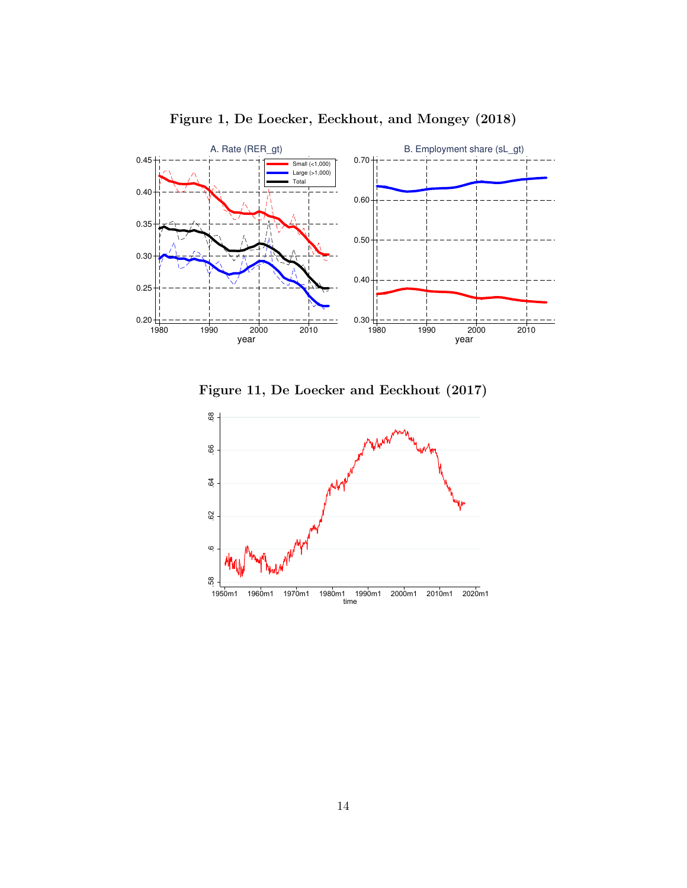**Figure 1, De Loecker, Eeckhout, and Mongey (2018)**

**Figure 11, De Loecker and Eeckhout (2017)**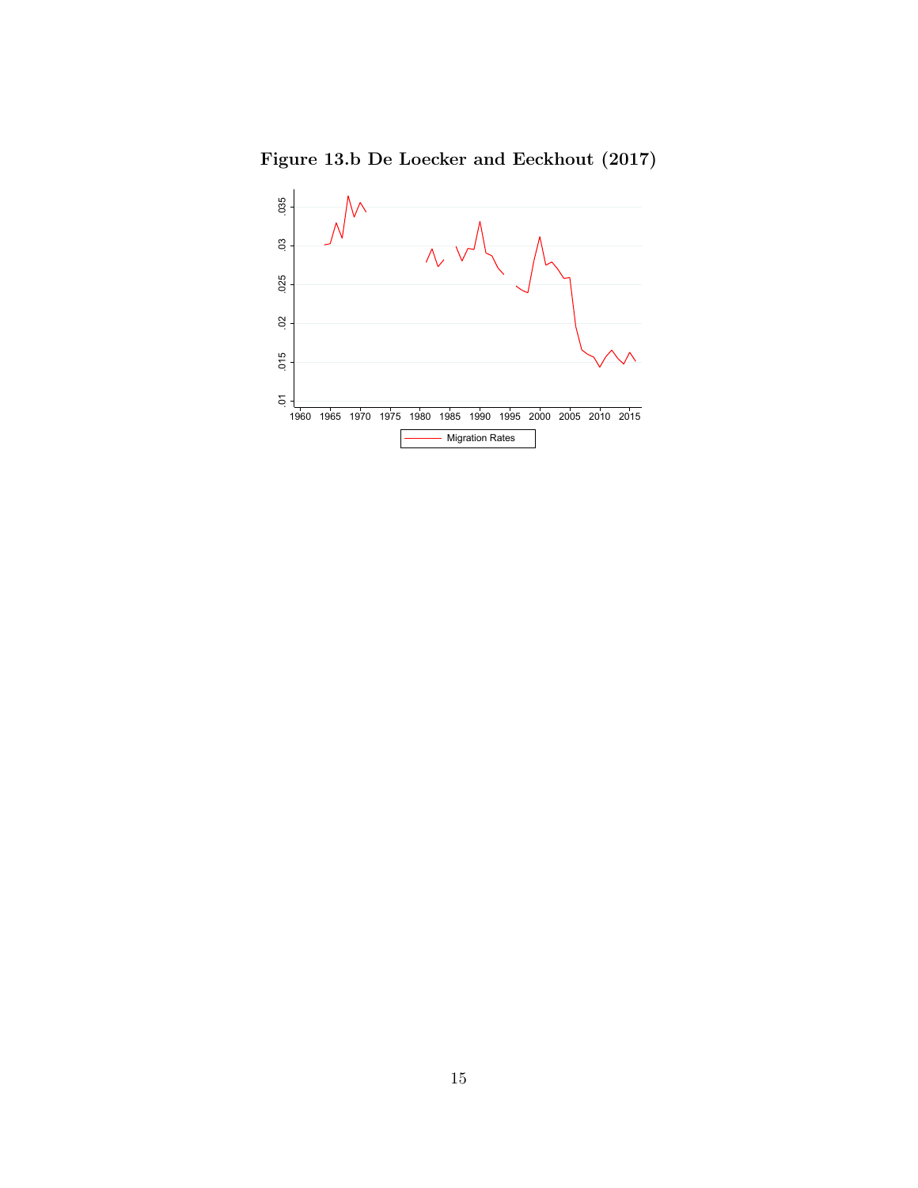**Figure 13.b De Loecker and Eeckhout (2017)**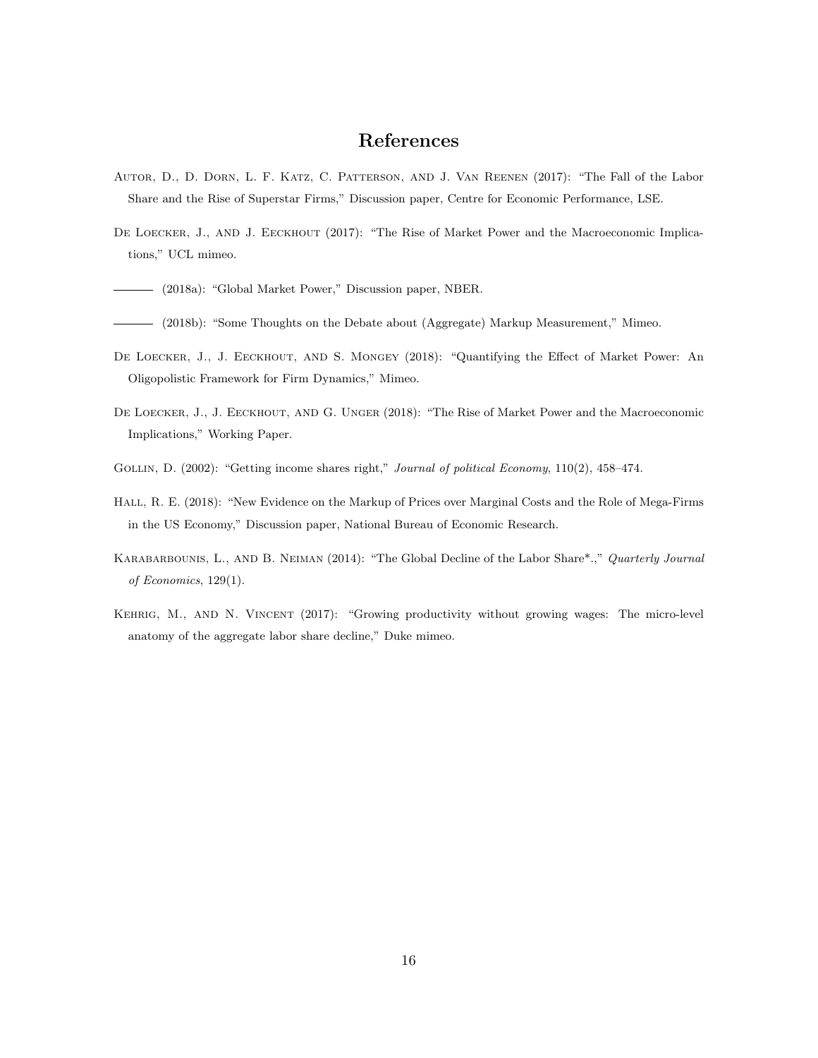# References

Autor, D., D. Dorn, L. F. Katz, C. Patterson, and J. Van Reenen (2017): "The Fall of the Labor Share and the Rise of Superstar Firms," Discussion paper, Centre for Economic Performance, LSE.

De Loecker, J., and J. Eeckhout (2017): "The Rise of Market Power and the Macroeconomic Implications," UCL mimeo.

——— (2018a): "Global Market Power," Discussion paper, NBER.

——— (2018b): "Some Thoughts on the Debate about (Aggregate) Markup Measurement," Mimeo.

De Loecker, J., J. Eeckhout, and S. Mongey (2018): "Quantifying the Effect of Market Power: An Oligopolistic Framework for Firm Dynamics," Mimeo.

De Loecker, J., J. Eeckhout, and G. Unger (2018): "The Rise of Market Power and the Macroeconomic Implications," Working Paper.

Gollin, D. (2002): "Getting income shares right," *Journal of political Economy*, 110(2), 458–474.

Hall, R. E. (2018): "New Evidence on the Markup of Prices over Marginal Costs and the Role of Mega-Firms in the US Economy," Discussion paper, National Bureau of Economic Research.

Karabarbounis, L., and B. Neiman (2014): "The Global Decline of the Labor Share*.," *Quarterly Journal of Economics*, 129(1).

Kehrig, M., and N. Vincent (2017): "Growing productivity without growing wages: The micro-level anatomy of the aggregate labor share decline," Duke mimeo.